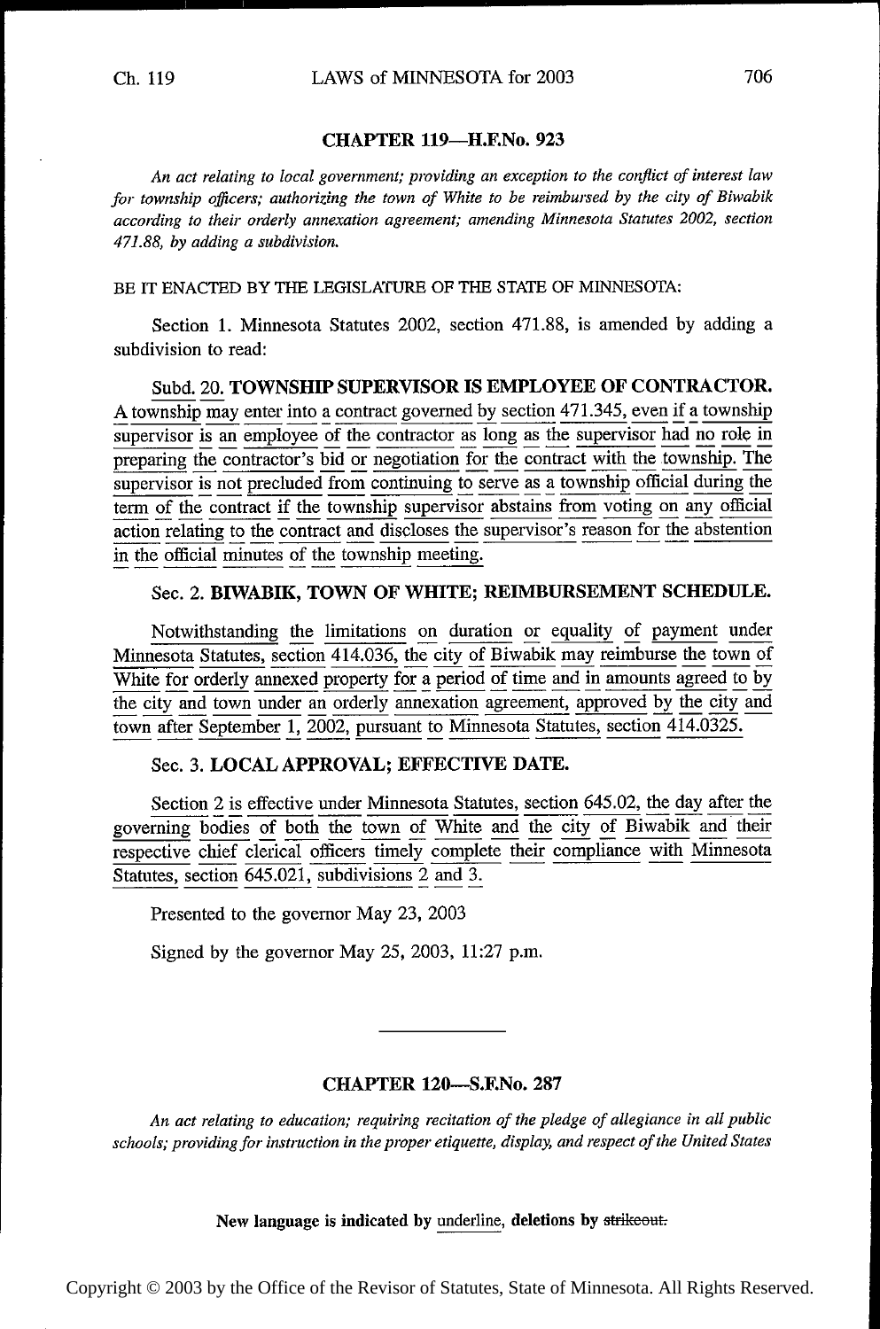## CHAPTER 119—H.F.No. 923

*An act relating to local government; providing an exception to the conflict of interest law for township officers; authorizing the town of White to be reimbursed by the city of Biwabik according to their orderly annexation agreement; amending Minnesota Statutes 2002, section 471.88, by adding a subdivision.*

BE IT ENACTED BY THE LEGISLATURE OF THE STATE OF MINNESOTA:

Section 1. Minnesota Statutes 2002, section 471.88, is amended by adding a subdivision to read:

Subd. 20. **TOWNSHIP SUPERVISOR IS EMPLOYEE OF CONTRACTOR.** A township may enter into a contract governed by section 471.345, even if a township supervisor is an employee of the contractor as long as the supervisor had no role in preparing the contractor's bid or negotiation for the contract with the township. The supervisor is not precluded from continuing to serve as a township official during the term of the contract if the township supervisor abstains from voting on any official action relating to the contract and discloses the supervisor's reason for the abstention in the official minutes of the township meeting.

### Sec. 2. BIWABIK, TOWN OF WHITE; REIMBURSEMENT SCHEDULE.

Notwithstanding the limitations on duration or equality of payment under Minnesota Statutes, section 414.036, the city of Biwabik may reimburse the town of White for orderly annexed property for a period of time and in amounts agreed to by the city and town under an orderly annexation agreement, approved by the city and town after September 1, 2002, pursuant to Minnesota Statutes, section 414.0325.

### Sec. 3. LOCAL APPROVAL; EFFECTIVE DATE.

Section 2 is effective under Minnesota Statutes, section 645.02, the day after the governing bodies of both the town of White and the city of Biwabik and their respective chief clerical officers timely complete their compliance with Minnesota Statutes, section 645.021, subdivisions 2 and 3.

Presented to the governor May 23, 2003

Signed by the governor May 25, 2003, 11:27 p.m.

---

## CHAPTER 120—S.F.No. 287

*An act relating to education; requiring recitation of the pledge of allegiance in all public schools; providing for instruction in the proper etiquette, display, and respect of the United States*

**New language is indicated by underline, deletions by ~~strikeout.~~**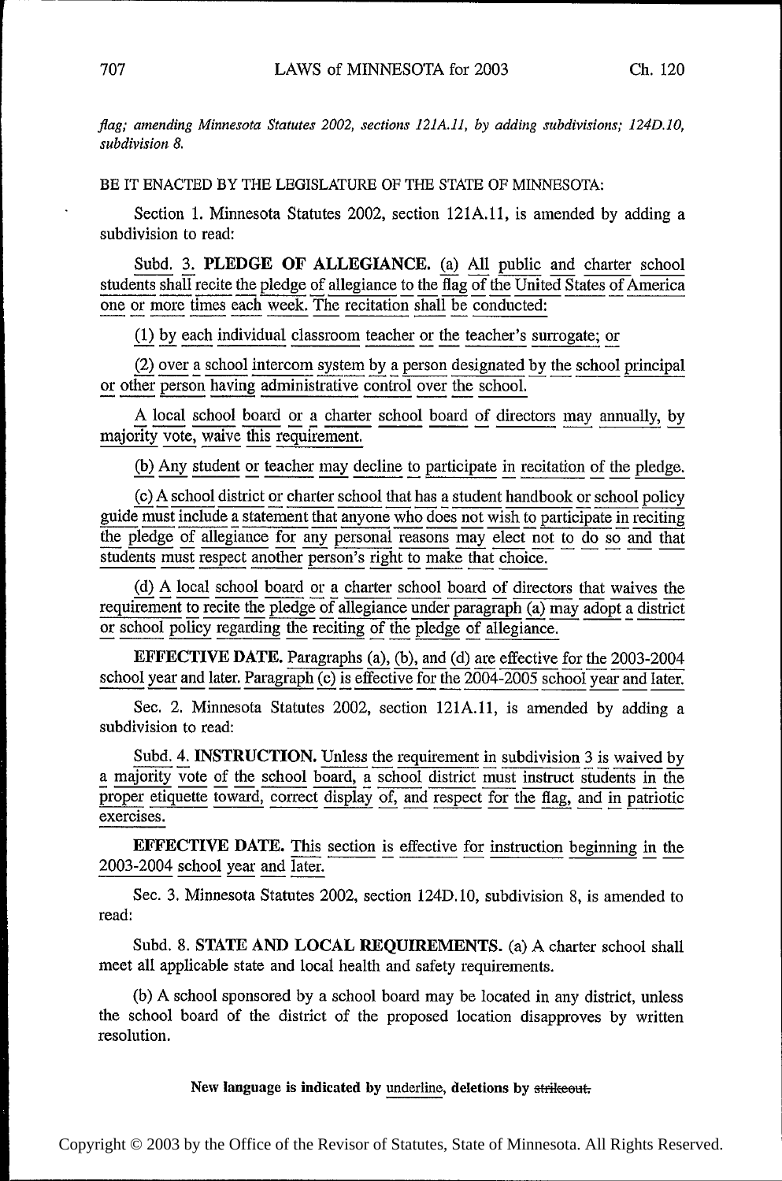*flag; amending Minnesota Statutes 2002, sections 121A.11, by adding subdivisions; 124D.10, subdivision 8.*

BE IT ENACTED BY THE LEGISLATURE OF THE STATE OF MINNESOTA:

Section 1. Minnesota Statutes 2002, section 121A.11, is amended by adding a subdivision to read:

Subd. 3. **PLEDGE OF ALLEGIANCE.** (a) All public and charter school students shall recite the pledge of allegiance to the flag of the United States of America one or more times each week. The recitation shall be conducted:

(1) by each individual classroom teacher or the teacher's surrogate; or

(2) over a school intercom system by a person designated by the school principal or other person having administrative control over the school.

A local school board or a charter school board of directors may annually, by majority vote, waive this requirement.

(b) Any student or teacher may decline to participate in recitation of the pledge.

(c) A school district or charter school that has a student handbook or school policy guide must include a statement that anyone who does not wish to participate in reciting the pledge of allegiance for any personal reasons may elect not to do so and that students must respect another person's right to make that choice.

(d) A local school board or a charter school board of directors that waives the requirement to recite the pledge of allegiance under paragraph (a) may adopt a district or school policy regarding the reciting of the pledge of allegiance.

**EFFECTIVE DATE.** Paragraphs (a), (b), and (d) are effective for the 2003-2004 school year and later. Paragraph (c) is effective for the 2004-2005 school year and later.

Sec. 2. Minnesota Statutes 2002, section 121A.11, is amended by adding a subdivision to read:

Subd. 4. **INSTRUCTION.** Unless the requirement in subdivision 3 is waived by a majority vote of the school board, a school district must instruct students in the proper etiquette toward, correct display of, and respect for the flag, and in patriotic exercises.

**EFFECTIVE DATE.** This section is effective for instruction beginning in the 2003-2004 school year and later.

Sec. 3. Minnesota Statutes 2002, section 124D.10, subdivision 8, is amended to read:

Subd. 8. **STATE AND LOCAL REQUIREMENTS.** (a) A charter school shall meet all applicable state and local health and safety requirements.

(b) A school sponsored by a school board may be located in any district, unless the school board of the district of the proposed location disapproves by written resolution.

**New language is indicated by underline, deletions by ~~strikeout.~~**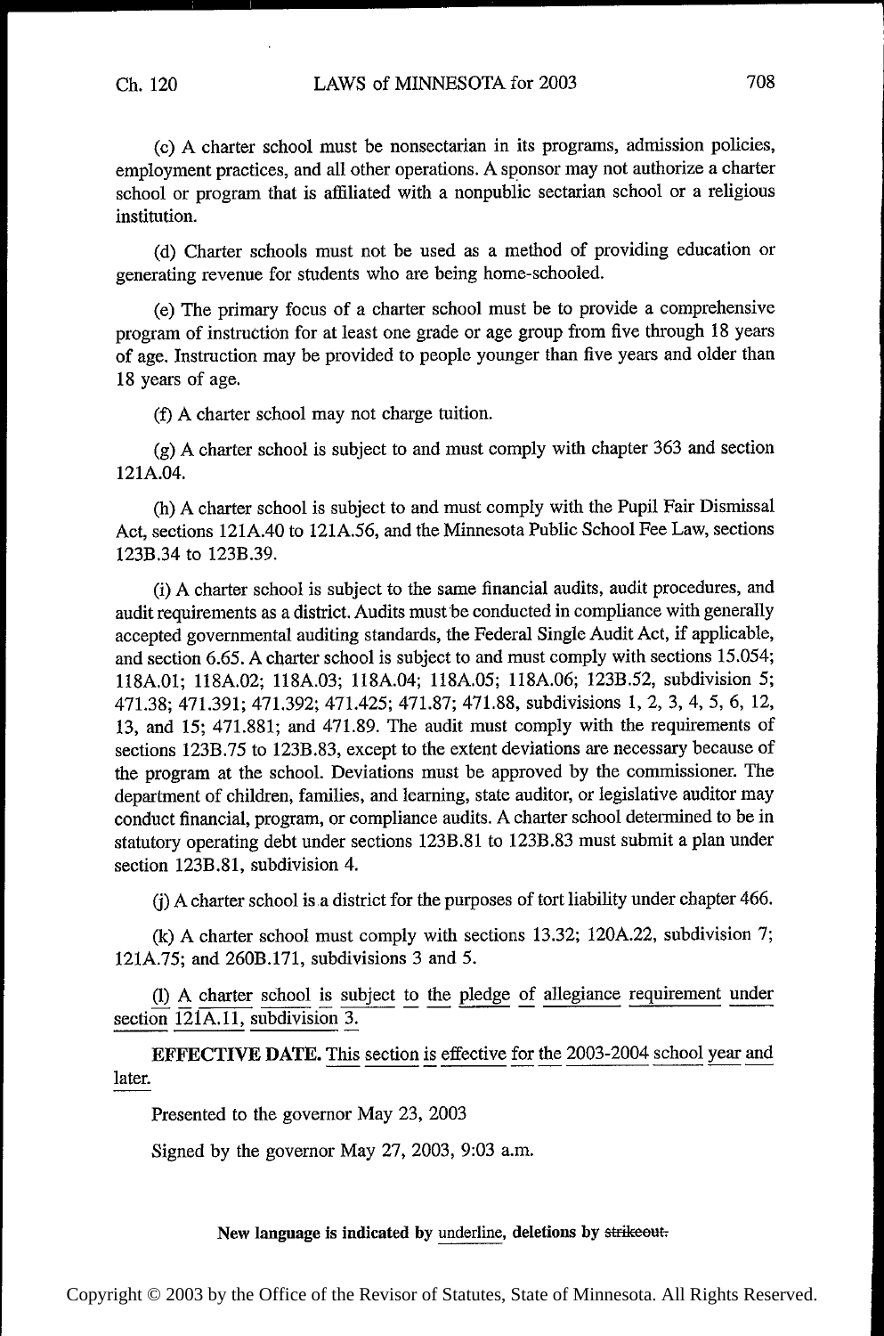(c) A charter school must be nonsectarian in its programs, admission policies, employment practices, and all other operations. A sponsor may not authorize a charter school or program that is affiliated with a nonpublic sectarian school or a religious institution.

(d) Charter schools must not be used as a method of providing education or generating revenue for students who are being home-schooled.

(e) The primary focus of a charter school must be to provide a comprehensive program of instruction for at least one grade or age group from five through 18 years of age. Instruction may be provided to people younger than five years and older than 18 years of age.

(f) A charter school may not charge tuition.

(g) A charter school is subject to and must comply with chapter 363 and section 121A.04.

(h) A charter school is subject to and must comply with the Pupil Fair Dismissal Act, sections 121A.40 to 121A.56, and the Minnesota Public School Fee Law, sections 123B.34 to 123B.39.

(i) A charter school is subject to the same financial audits, audit procedures, and audit requirements as a district. Audits must be conducted in compliance with generally accepted governmental auditing standards, the Federal Single Audit Act, if applicable, and section 6.65. A charter school is subject to and must comply with sections 15.054; 118A.01; 118A.02; 118A.03; 118A.04; 118A.05; 118A.06; 123B.52, subdivision 5; 471.38; 471.391; 471.392; 471.425; 471.87; 471.88, subdivisions 1, 2, 3, 4, 5, 6, 12, 13, and 15; 471.881; and 471.89. The audit must comply with the requirements of sections 123B.75 to 123B.83, except to the extent deviations are necessary because of the program at the school. Deviations must be approved by the commissioner. The department of children, families, and learning, state auditor, or legislative auditor may conduct financial, program, or compliance audits. A charter school determined to be in statutory operating debt under sections 123B.81 to 123B.83 must submit a plan under section 123B.81, subdivision 4.

(j) A charter school is a district for the purposes of tort liability under chapter 466.

(k) A charter school must comply with sections 13.32; 120A.22, subdivision 7; 121A.75; and 260B.171, subdivisions 3 and 5.

<u>(l) A charter school is subject to the pledge of allegiance requirement under section 121A.11, subdivision 3.</u>

**EFFECTIVE DATE.** <u>This section is effective for the 2003-2004 school year and later.</u>

Presented to the governor May 23, 2003

Signed by the governor May 27, 2003, 9:03 a.m.

**New language is indicated by <u>underline</u>, deletions by ~~strikeout.~~**

Copyright © 2003 by the Office of the Revisor of Statutes, State of Minnesota. All Rights Reserved.